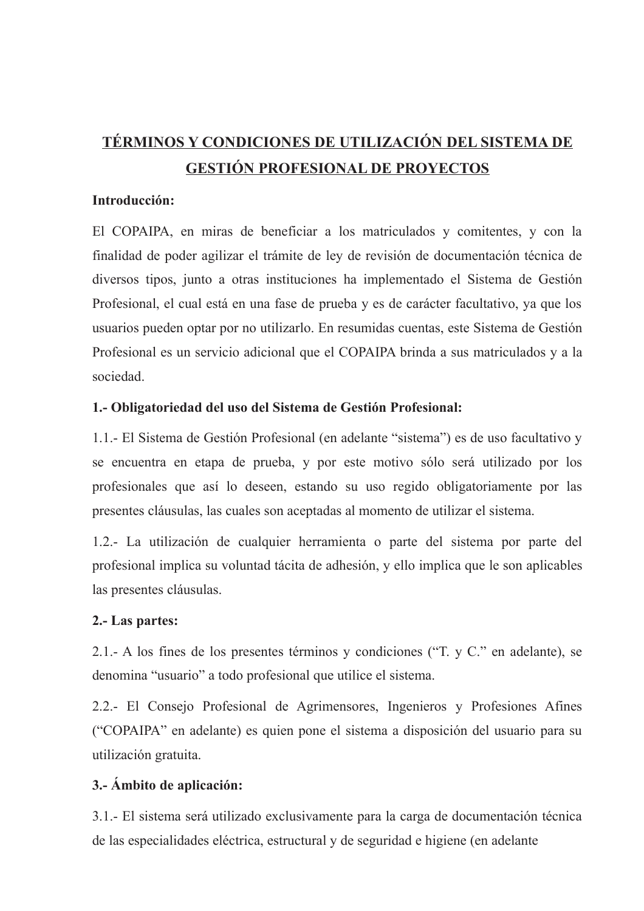# TÉRMINOS Y CONDICIONES DE UTILIZACIÓN DEL SISTEMA DE GESTIÓN PROFESIONAL DE PROYECTOS

**Introducción:**

El COPAIPA, en miras de beneficiar a los matriculados y comitentes, y con la finalidad de poder agilizar el trámite de ley de revisión de documentación técnica de diversos tipos, junto a otras instituciones ha implementado el Sistema de Gestión Profesional, el cual está en una fase de prueba y es de carácter facultativo, ya que los usuarios pueden optar por no utilizarlo. En resumidas cuentas, este Sistema de Gestión Profesional es un servicio adicional que el COPAIPA brinda a sus matriculados y a la sociedad.

**1.- Obligatoriedad del uso del Sistema de Gestión Profesional:**

1.1.- El Sistema de Gestión Profesional (en adelante "sistema") es de uso facultativo y se encuentra en etapa de prueba, y por este motivo sólo será utilizado por los profesionales que así lo deseen, estando su uso regido obligatoriamente por las presentes cláusulas, las cuales son aceptadas al momento de utilizar el sistema.

1.2.- La utilización de cualquier herramienta o parte del sistema por parte del profesional implica su voluntad tácita de adhesión, y ello implica que le son aplicables las presentes cláusulas.

**2.- Las partes:**

2.1.- A los fines de los presentes términos y condiciones ("T. y C." en adelante), se denomina "usuario" a todo profesional que utilice el sistema.

2.2.- El Consejo Profesional de Agrimensores, Ingenieros y Profesiones Afines ("COPAIPA" en adelante) es quien pone el sistema a disposición del usuario para su utilización gratuita.

**3.- Ámbito de aplicación:**

3.1.- El sistema será utilizado exclusivamente para la carga de documentación técnica de las especialidades eléctrica, estructural y de seguridad e higiene (en adelante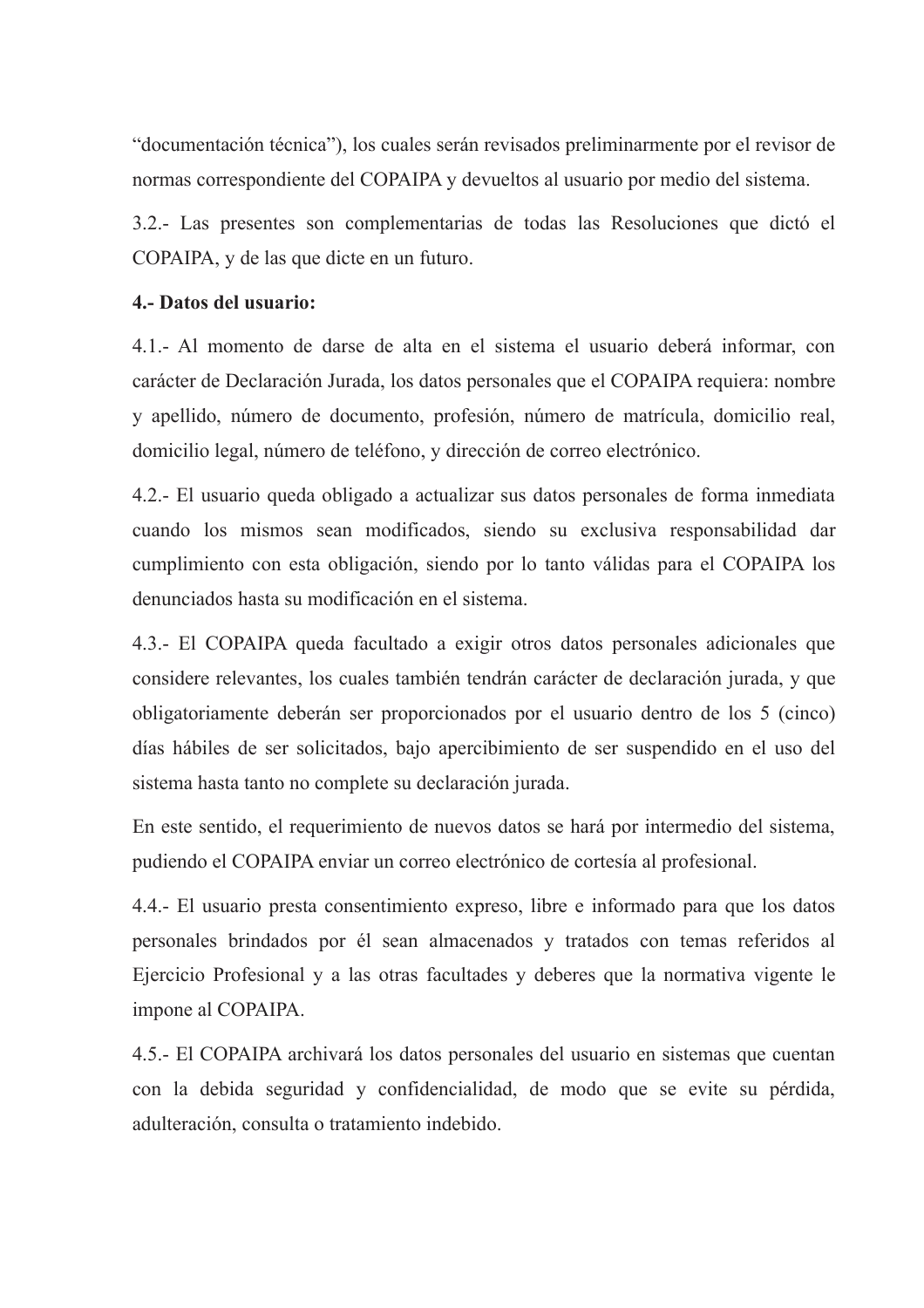"documentación técnica"), los cuales serán revisados preliminarmente por el revisor de normas correspondiente del COPAIPA y devueltos al usuario por medio del sistema.

3.2.- Las presentes son complementarias de todas las Resoluciones que dictó el COPAIPA, y de las que dicte en un futuro.

**4.- Datos del usuario:**

4.1.- Al momento de darse de alta en el sistema el usuario deberá informar, con carácter de Declaración Jurada, los datos personales que el COPAIPA requiera: nombre y apellido, número de documento, profesión, número de matrícula, domicilio real, domicilio legal, número de teléfono, y dirección de correo electrónico.

4.2.- El usuario queda obligado a actualizar sus datos personales de forma inmediata cuando los mismos sean modificados, siendo su exclusiva responsabilidad dar cumplimiento con esta obligación, siendo por lo tanto válidas para el COPAIPA los denunciados hasta su modificación en el sistema.

4.3.- El COPAIPA queda facultado a exigir otros datos personales adicionales que considere relevantes, los cuales también tendrán carácter de declaración jurada, y que obligatoriamente deberán ser proporcionados por el usuario dentro de los 5 (cinco) días hábiles de ser solicitados, bajo apercibimiento de ser suspendido en el uso del sistema hasta tanto no complete su declaración jurada.

En este sentido, el requerimiento de nuevos datos se hará por intermedio del sistema, pudiendo el COPAIPA enviar un correo electrónico de cortesía al profesional.

4.4.- El usuario presta consentimiento expreso, libre e informado para que los datos personales brindados por él sean almacenados y tratados con temas referidos al Ejercicio Profesional y a las otras facultades y deberes que la normativa vigente le impone al COPAIPA.

4.5.- El COPAIPA archivará los datos personales del usuario en sistemas que cuentan con la debida seguridad y confidencialidad, de modo que se evite su pérdida, adulteración, consulta o tratamiento indebido.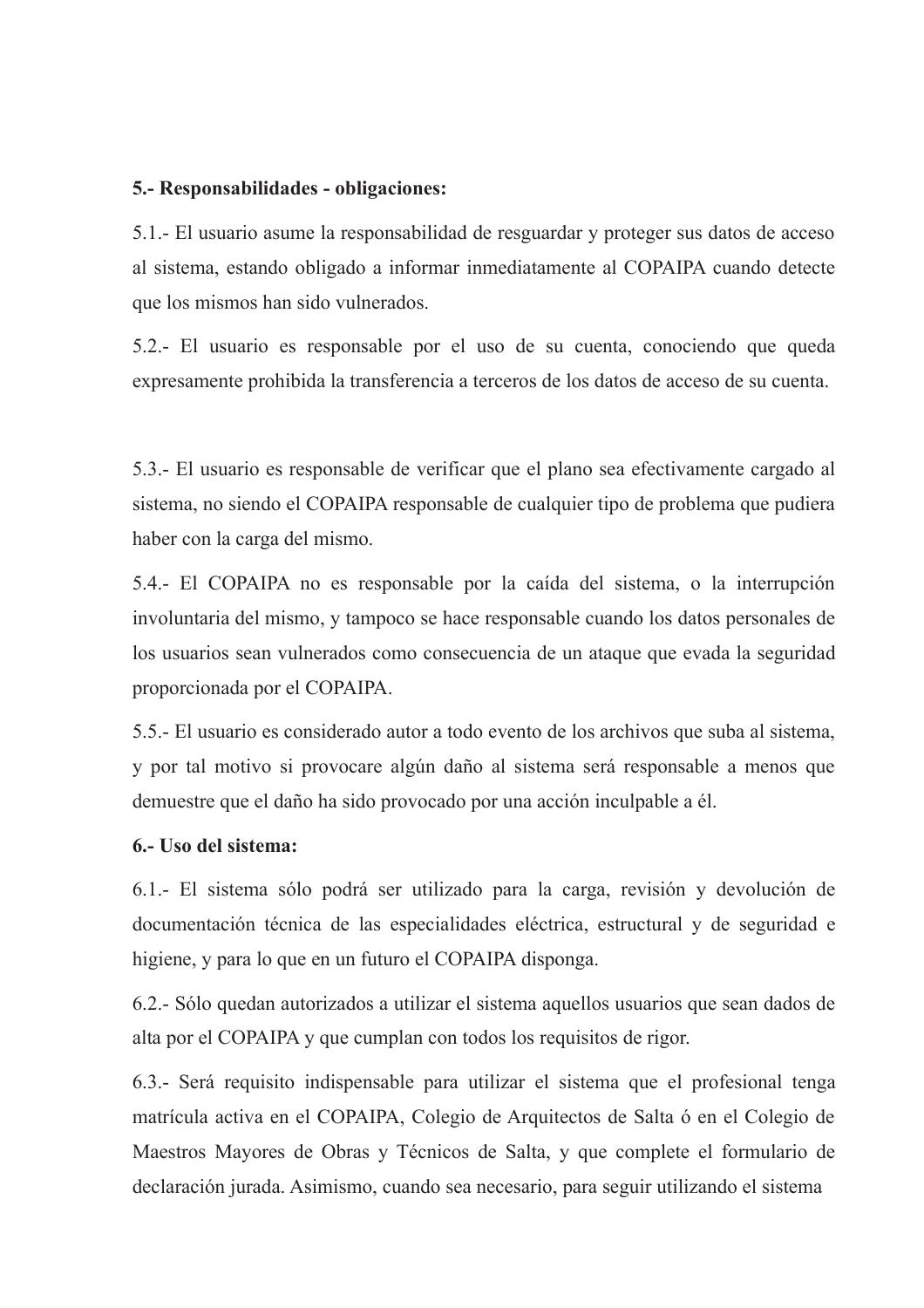**5.- Responsabilidades - obligaciones:**

5.1.- El usuario asume la responsabilidad de resguardar y proteger sus datos de acceso al sistema, estando obligado a informar inmediatamente al COPAIPA cuando detecte que los mismos han sido vulnerados.

5.2.- El usuario es responsable por el uso de su cuenta, conociendo que queda expresamente prohibida la transferencia a terceros de los datos de acceso de su cuenta.

5.3.- El usuario es responsable de verificar que el plano sea efectivamente cargado al sistema, no siendo el COPAIPA responsable de cualquier tipo de problema que pudiera haber con la carga del mismo.

5.4.- El COPAIPA no es responsable por la caída del sistema, o la interrupción involuntaria del mismo, y tampoco se hace responsable cuando los datos personales de los usuarios sean vulnerados como consecuencia de un ataque que evada la seguridad proporcionada por el COPAIPA.

5.5.- El usuario es considerado autor a todo evento de los archivos que suba al sistema, y por tal motivo si provocare algún daño al sistema será responsable a menos que demuestre que el daño ha sido provocado por una acción inculpable a él.

**6.- Uso del sistema:**

6.1.- El sistema sólo podrá ser utilizado para la carga, revisión y devolución de documentación técnica de las especialidades eléctrica, estructural y de seguridad e higiene, y para lo que en un futuro el COPAIPA disponga.

6.2.- Sólo quedan autorizados a utilizar el sistema aquellos usuarios que sean dados de alta por el COPAIPA y que cumplan con todos los requisitos de rigor.

6.3.- Será requisito indispensable para utilizar el sistema que el profesional tenga matrícula activa en el COPAIPA, Colegio de Arquitectos de Salta ó en el Colegio de Maestros Mayores de Obras y Técnicos de Salta, y que complete el formulario de declaración jurada. Asimismo, cuando sea necesario, para seguir utilizando el sistema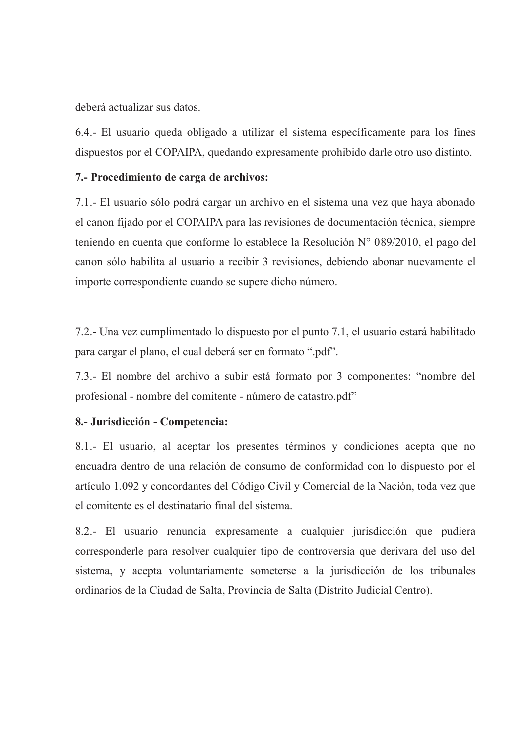deberá actualizar sus datos.

6.4.- El usuario queda obligado a utilizar el sistema específicamente para los fines dispuestos por el COPAIPA, quedando expresamente prohibido darle otro uso distinto.

**7.- Procedimiento de carga de archivos:**

7.1.- El usuario sólo podrá cargar un archivo en el sistema una vez que haya abonado el canon fijado por el COPAIPA para las revisiones de documentación técnica, siempre teniendo en cuenta que conforme lo establece la Resolución N° 089/2010, el pago del canon sólo habilita al usuario a recibir 3 revisiones, debiendo abonar nuevamente el importe correspondiente cuando se supere dicho número.

7.2.- Una vez cumplimentado lo dispuesto por el punto 7.1, el usuario estará habilitado para cargar el plano, el cual deberá ser en formato ".pdf".

7.3.- El nombre del archivo a subir está formato por 3 componentes: "nombre del profesional - nombre del comitente - número de catastro.pdf"

**8.- Jurisdicción - Competencia:**

8.1.- El usuario, al aceptar los presentes términos y condiciones acepta que no encuadra dentro de una relación de consumo de conformidad con lo dispuesto por el artículo 1.092 y concordantes del Código Civil y Comercial de la Nación, toda vez que el comitente es el destinatario final del sistema.

8.2.- El usuario renuncia expresamente a cualquier jurisdicción que pudiera corresponderle para resolver cualquier tipo de controversia que derivara del uso del sistema, y acepta voluntariamente someterse a la jurisdicción de los tribunales ordinarios de la Ciudad de Salta, Provincia de Salta (Distrito Judicial Centro).